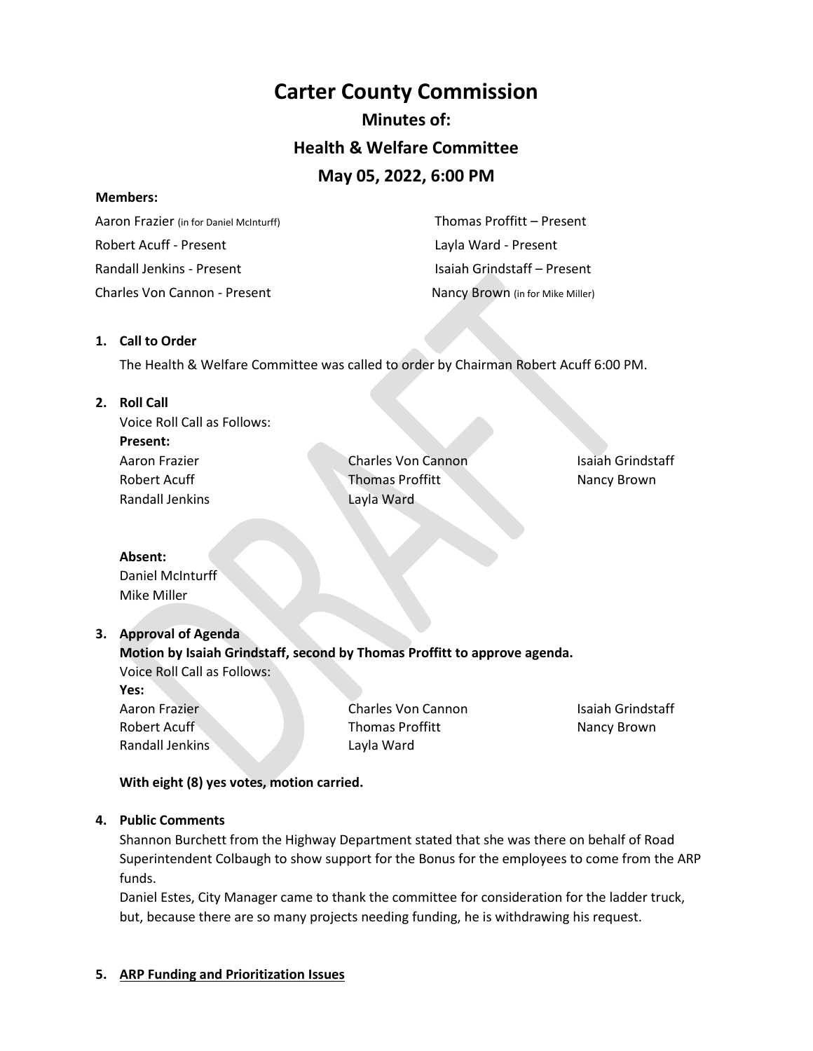# Carter County Commission

## Minutes of:

## Health & Welfare Committee

## May 05, 2022, 6:00 PM

**Members:**

Aaron Frazier (in for Daniel McInturff)
Robert Acuff - Present
Randall Jenkins - Present
Charles Von Cannon - Present
Thomas Proffitt – Present
Layla Ward - Present
Isaiah Grindstaff – Present
Nancy Brown (in for Mike Miller)

1. **Call to Order**

   The Health & Welfare Committee was called to order by Chairman Robert Acuff 6:00 PM.

2. **Roll Call**

   Voice Roll Call as Follows:

   **Present:**

   Aaron Frazier
   Robert Acuff
   Randall Jenkins
   Charles Von Cannon
   Thomas Proffitt
   Layla Ward
   Isaiah Grindstaff
   Nancy Brown

   **Absent:**

   Daniel McInturff
   Mike Miller

3. **Approval of Agenda**

   **Motion by Isaiah Grindstaff, second by Thomas Proffitt to approve agenda.**

   Voice Roll Call as Follows:

   **Yes:**

   Aaron Frazier
   Robert Acuff
   Randall Jenkins
   Charles Von Cannon
   Thomas Proffitt
   Layla Ward
   Isaiah Grindstaff
   Nancy Brown

   **With eight (8) yes votes, motion carried.**

4. **Public Comments**

   Shannon Burchett from the Highway Department stated that she was there on behalf of Road Superintendent Colbaugh to show support for the Bonus for the employees to come from the ARP funds.

   Daniel Estes, City Manager came to thank the committee for consideration for the ladder truck, but, because there are so many projects needing funding, he is withdrawing his request.

5. **ARP Funding and Prioritization Issues**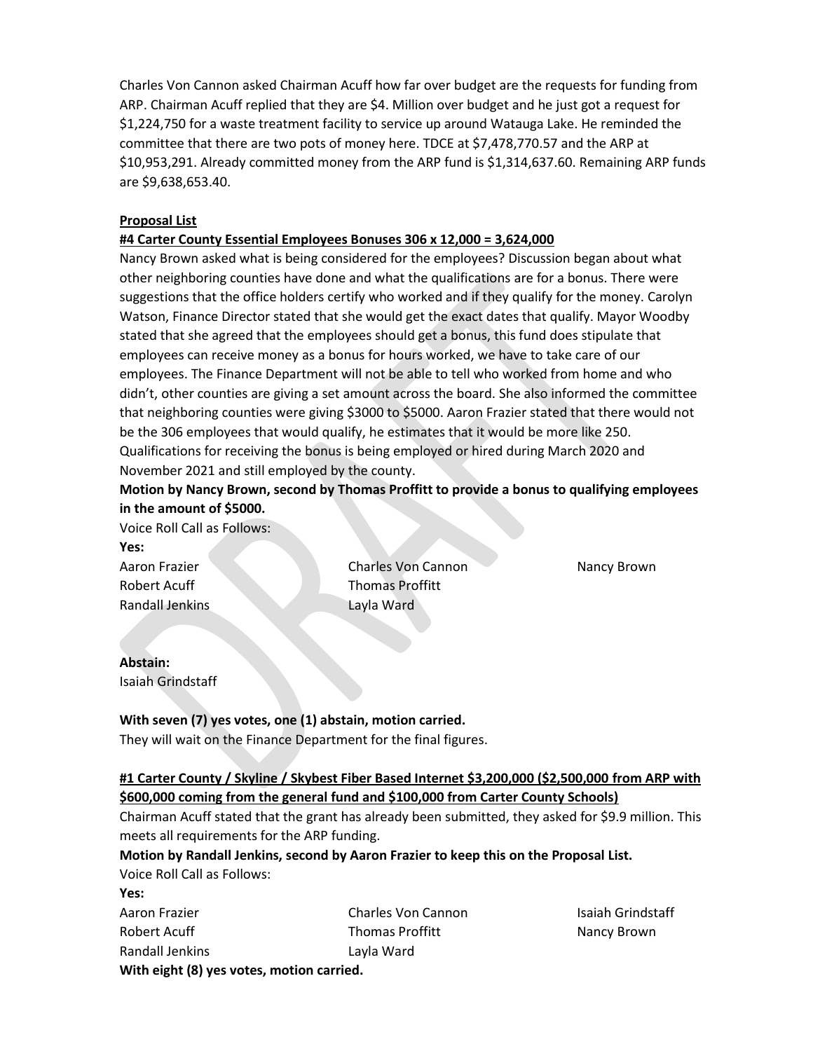Charles Von Cannon asked Chairman Acuff how far over budget are the requests for funding from ARP. Chairman Acuff replied that they are $4. Million over budget and he just got a request for $1,224,750 for a waste treatment facility to service up around Watauga Lake. He reminded the committee that there are two pots of money here. TDCE at $7,478,770.57 and the ARP at $10,953,291. Already committed money from the ARP fund is $1,314,637.60. Remaining ARP funds are $9,638,653.40.

**Proposal List**

**#4 Carter County Essential Employees Bonuses 306 x 12,000 = 3,624,000**

Nancy Brown asked what is being considered for the employees? Discussion began about what other neighboring counties have done and what the qualifications are for a bonus. There were suggestions that the office holders certify who worked and if they qualify for the money. Carolyn Watson, Finance Director stated that she would get the exact dates that qualify. Mayor Woodby stated that she agreed that the employees should get a bonus, this fund does stipulate that employees can receive money as a bonus for hours worked, we have to take care of our employees. The Finance Department will not be able to tell who worked from home and who didn't, other counties are giving a set amount across the board. She also informed the committee that neighboring counties were giving $3000 to $5000. Aaron Frazier stated that there would not be the 306 employees that would qualify, he estimates that it would be more like 250. Qualifications for receiving the bonus is being employed or hired during March 2020 and November 2021 and still employed by the county.

**Motion by Nancy Brown, second by Thomas Proffitt to provide a bonus to qualifying employees in the amount of $5000.**

Voice Roll Call as Follows:

**Yes:**

Aaron Frazier
Charles Von Cannon
Nancy Brown
Robert Acuff
Thomas Proffitt
Randall Jenkins
Layla Ward

**Abstain:**

Isaiah Grindstaff

**With seven (7) yes votes, one (1) abstain, motion carried.**

They will wait on the Finance Department for the final figures.

**#1 Carter County / Skyline / Skybest Fiber Based Internet $3,200,000 ($2,500,000 from ARP with $600,000 coming from the general fund and $100,000 from Carter County Schools)**

Chairman Acuff stated that the grant has already been submitted, they asked for $9.9 million. This meets all requirements for the ARP funding.

**Motion by Randall Jenkins, second by Aaron Frazier to keep this on the Proposal List.**

Voice Roll Call as Follows:

**Yes:**

Aaron Frazier
Charles Von Cannon
Isaiah Grindstaff
Robert Acuff
Thomas Proffitt
Nancy Brown
Randall Jenkins
Layla Ward

**With eight (8) yes votes, motion carried.**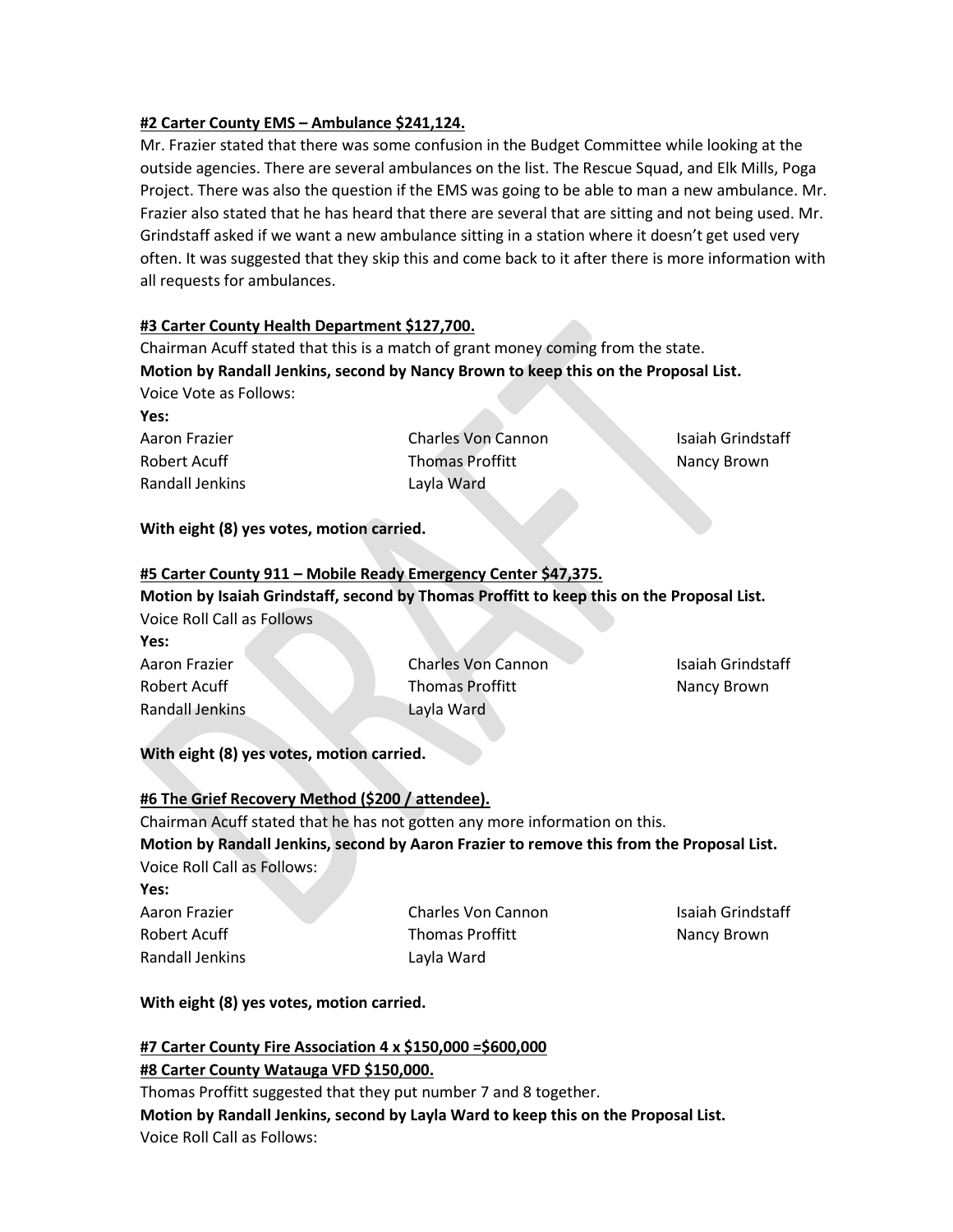**#2 Carter County EMS – Ambulance $241,124.**

Mr. Frazier stated that there was some confusion in the Budget Committee while looking at the outside agencies. There are several ambulances on the list. The Rescue Squad, and Elk Mills, Poga Project. There was also the question if the EMS was going to be able to man a new ambulance. Mr. Frazier also stated that he has heard that there are several that are sitting and not being used. Mr. Grindstaff asked if we want a new ambulance sitting in a station where it doesn't get used very often. It was suggested that they skip this and come back to it after there is more information with all requests for ambulances.

**#3 Carter County Health Department $127,700.**

Chairman Acuff stated that this is a match of grant money coming from the state.

**Motion by Randall Jenkins, second by Nancy Brown to keep this on the Proposal List.**

Voice Vote as Follows:

**Yes:**

| | | |
|---|---|---|
| Aaron Frazier | Charles Von Cannon | Isaiah Grindstaff |
| Robert Acuff | Thomas Proffitt | Nancy Brown |
| Randall Jenkins | Layla Ward | |

**With eight (8) yes votes, motion carried.**

**#5 Carter County 911 – Mobile Ready Emergency Center $47,375.**

**Motion by Isaiah Grindstaff, second by Thomas Proffitt to keep this on the Proposal List.**

Voice Roll Call as Follows

**Yes:**

| | | |
|---|---|---|
| Aaron Frazier | Charles Von Cannon | Isaiah Grindstaff |
| Robert Acuff | Thomas Proffitt | Nancy Brown |
| Randall Jenkins | Layla Ward | |

**With eight (8) yes votes, motion carried.**

**#6 The Grief Recovery Method ($200 / attendee).**

Chairman Acuff stated that he has not gotten any more information on this.

**Motion by Randall Jenkins, second by Aaron Frazier to remove this from the Proposal List.**

Voice Roll Call as Follows:

**Yes:**

| | | |
|---|---|---|
| Aaron Frazier | Charles Von Cannon | Isaiah Grindstaff |
| Robert Acuff | Thomas Proffitt | Nancy Brown |
| Randall Jenkins | Layla Ward | |

**With eight (8) yes votes, motion carried.**

**#7 Carter County Fire Association 4 x $150,000 =$600,000**

**#8 Carter County Watauga VFD $150,000.**

Thomas Proffitt suggested that they put number 7 and 8 together.

**Motion by Randall Jenkins, second by Layla Ward to keep this on the Proposal List.**

Voice Roll Call as Follows: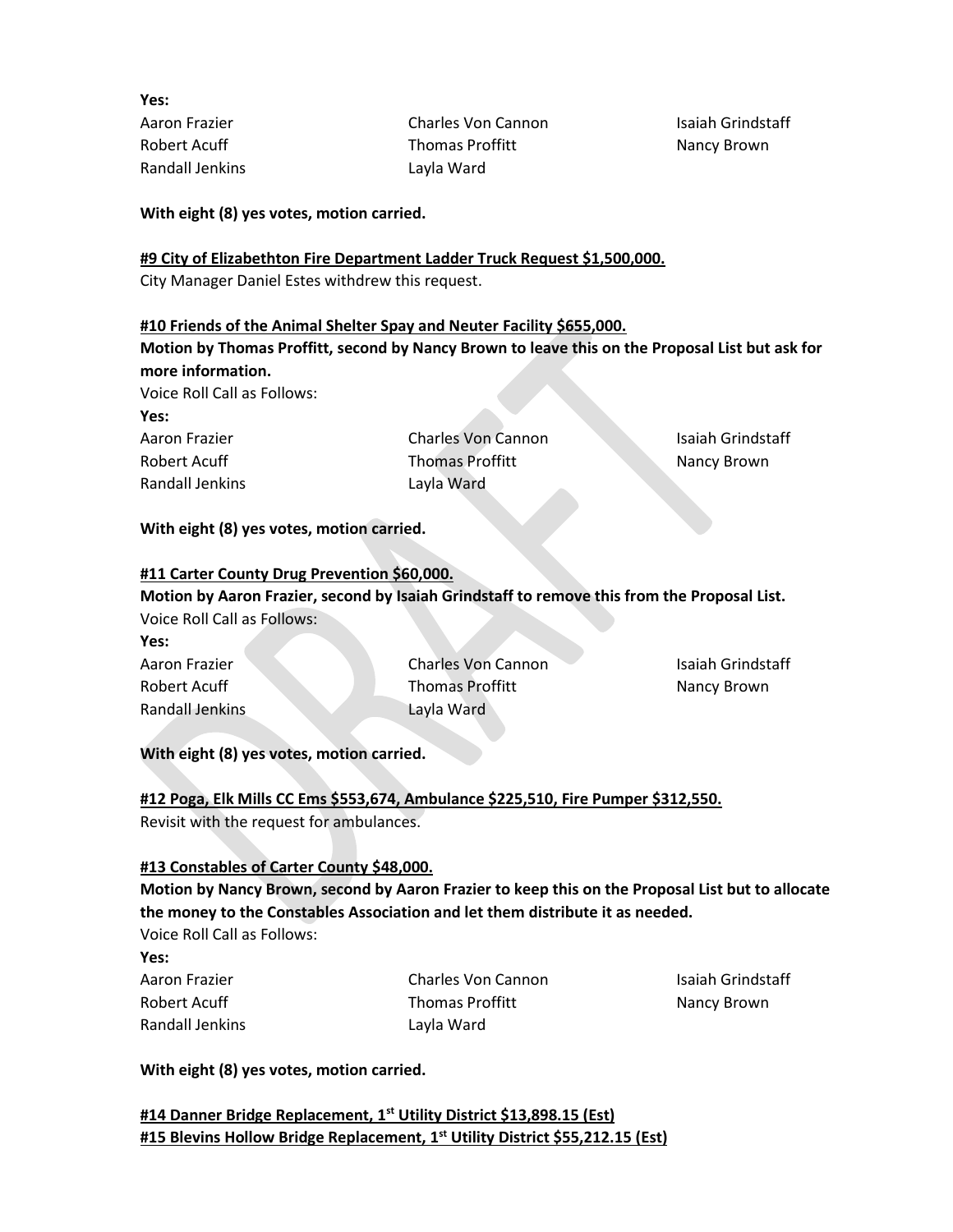**Yes:**

Aaron Frazier
Robert Acuff
Randall Jenkins
Charles Von Cannon
Thomas Proffitt
Layla Ward
Isaiah Grindstaff
Nancy Brown

**With eight (8) yes votes, motion carried.**

**#9 City of Elizabethton Fire Department Ladder Truck Request $1,500,000.**

City Manager Daniel Estes withdrew this request.

**#10 Friends of the Animal Shelter Spay and Neuter Facility $655,000.**

**Motion by Thomas Proffitt, second by Nancy Brown to leave this on the Proposal List but ask for more information.**

Voice Roll Call as Follows:

**Yes:**

Aaron Frazier
Robert Acuff
Randall Jenkins
Charles Von Cannon
Thomas Proffitt
Layla Ward
Isaiah Grindstaff
Nancy Brown

**With eight (8) yes votes, motion carried.**

**#11 Carter County Drug Prevention $60,000.**

**Motion by Aaron Frazier, second by Isaiah Grindstaff to remove this from the Proposal List.**

Voice Roll Call as Follows:

**Yes:**

Aaron Frazier
Robert Acuff
Randall Jenkins
Charles Von Cannon
Thomas Proffitt
Layla Ward
Isaiah Grindstaff
Nancy Brown

**With eight (8) yes votes, motion carried.**

**#12 Poga, Elk Mills CC Ems $553,674, Ambulance $225,510, Fire Pumper $312,550.**

Revisit with the request for ambulances.

**#13 Constables of Carter County $48,000.**

**Motion by Nancy Brown, second by Aaron Frazier to keep this on the Proposal List but to allocate the money to the Constables Association and let them distribute it as needed.**

Voice Roll Call as Follows:

**Yes:**

Aaron Frazier
Robert Acuff
Randall Jenkins
Charles Von Cannon
Thomas Proffitt
Layla Ward
Isaiah Grindstaff
Nancy Brown

**With eight (8) yes votes, motion carried.**

**#14 Danner Bridge Replacement, 1st Utility District $13,898.15 (Est)**
**#15 Blevins Hollow Bridge Replacement, 1st Utility District $55,212.15 (Est)**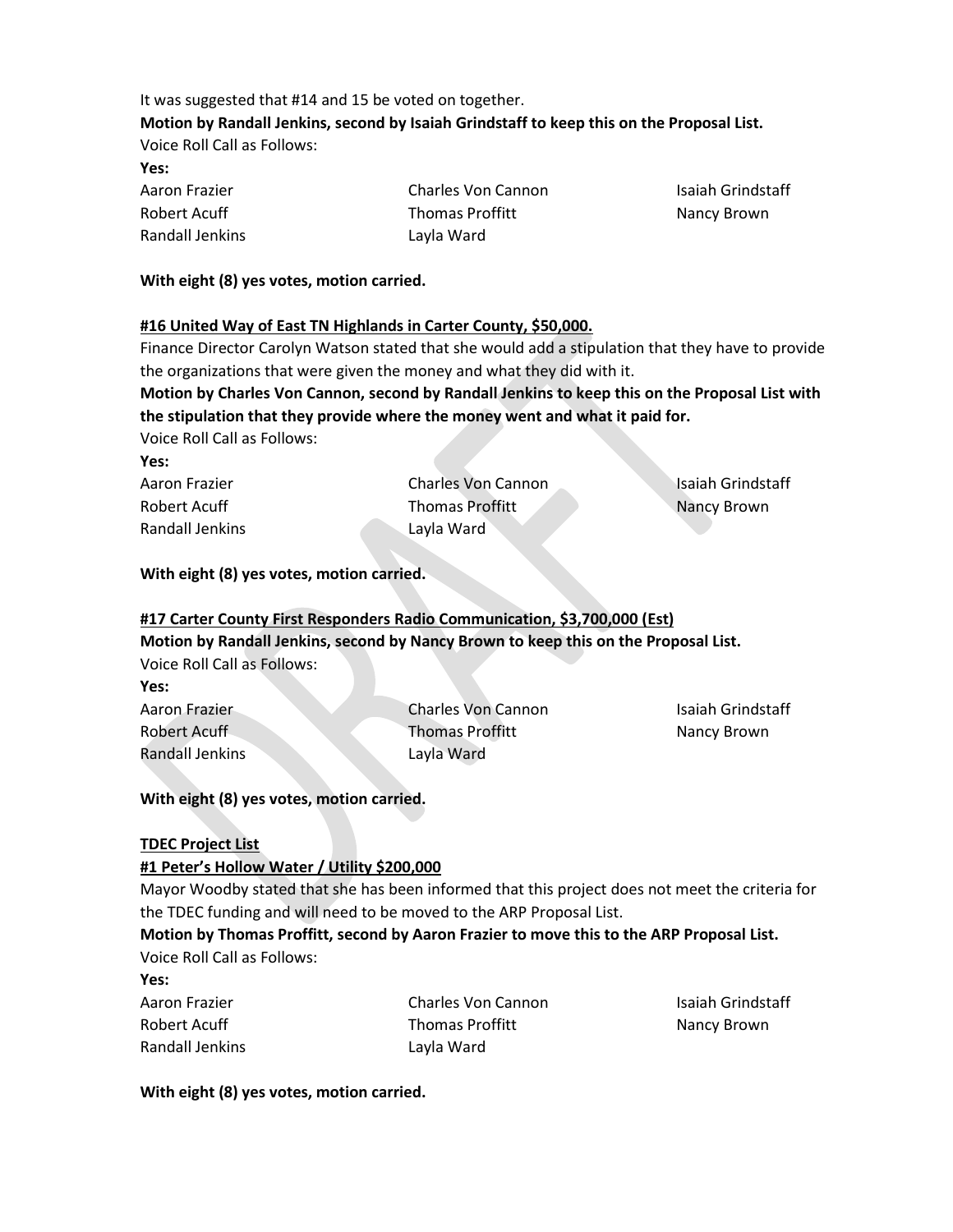It was suggested that #14 and 15 be voted on together.

**Motion by Randall Jenkins, second by Isaiah Grindstaff to keep this on the Proposal List.**

Voice Roll Call as Follows:

**Yes:**

| | | |
|---|---|---|
| Aaron Frazier | Charles Von Cannon | Isaiah Grindstaff |
| Robert Acuff | Thomas Proffitt | Nancy Brown |
| Randall Jenkins | Layla Ward | |

**With eight (8) yes votes, motion carried.**

**#16 United Way of East TN Highlands in Carter County, $50,000.**

Finance Director Carolyn Watson stated that she would add a stipulation that they have to provide the organizations that were given the money and what they did with it.

**Motion by Charles Von Cannon, second by Randall Jenkins to keep this on the Proposal List with the stipulation that they provide where the money went and what it paid for.**

Voice Roll Call as Follows:

**Yes:**

| | | |
|---|---|---|
| Aaron Frazier | Charles Von Cannon | Isaiah Grindstaff |
| Robert Acuff | Thomas Proffitt | Nancy Brown |
| Randall Jenkins | Layla Ward | |

**With eight (8) yes votes, motion carried.**

**#17 Carter County First Responders Radio Communication, $3,700,000 (Est)**

**Motion by Randall Jenkins, second by Nancy Brown to keep this on the Proposal List.**

Voice Roll Call as Follows:

**Yes:**

| | | |
|---|---|---|
| Aaron Frazier | Charles Von Cannon | Isaiah Grindstaff |
| Robert Acuff | Thomas Proffitt | Nancy Brown |
| Randall Jenkins | Layla Ward | |

**With eight (8) yes votes, motion carried.**

**TDEC Project List**

**#1 Peter's Hollow Water / Utility $200,000**

Mayor Woodby stated that she has been informed that this project does not meet the criteria for the TDEC funding and will need to be moved to the ARP Proposal List.

**Motion by Thomas Proffitt, second by Aaron Frazier to move this to the ARP Proposal List.**

Voice Roll Call as Follows:

**Yes:**

| | | |
|---|---|---|
| Aaron Frazier | Charles Von Cannon | Isaiah Grindstaff |
| Robert Acuff | Thomas Proffitt | Nancy Brown |
| Randall Jenkins | Layla Ward | |

**With eight (8) yes votes, motion carried.**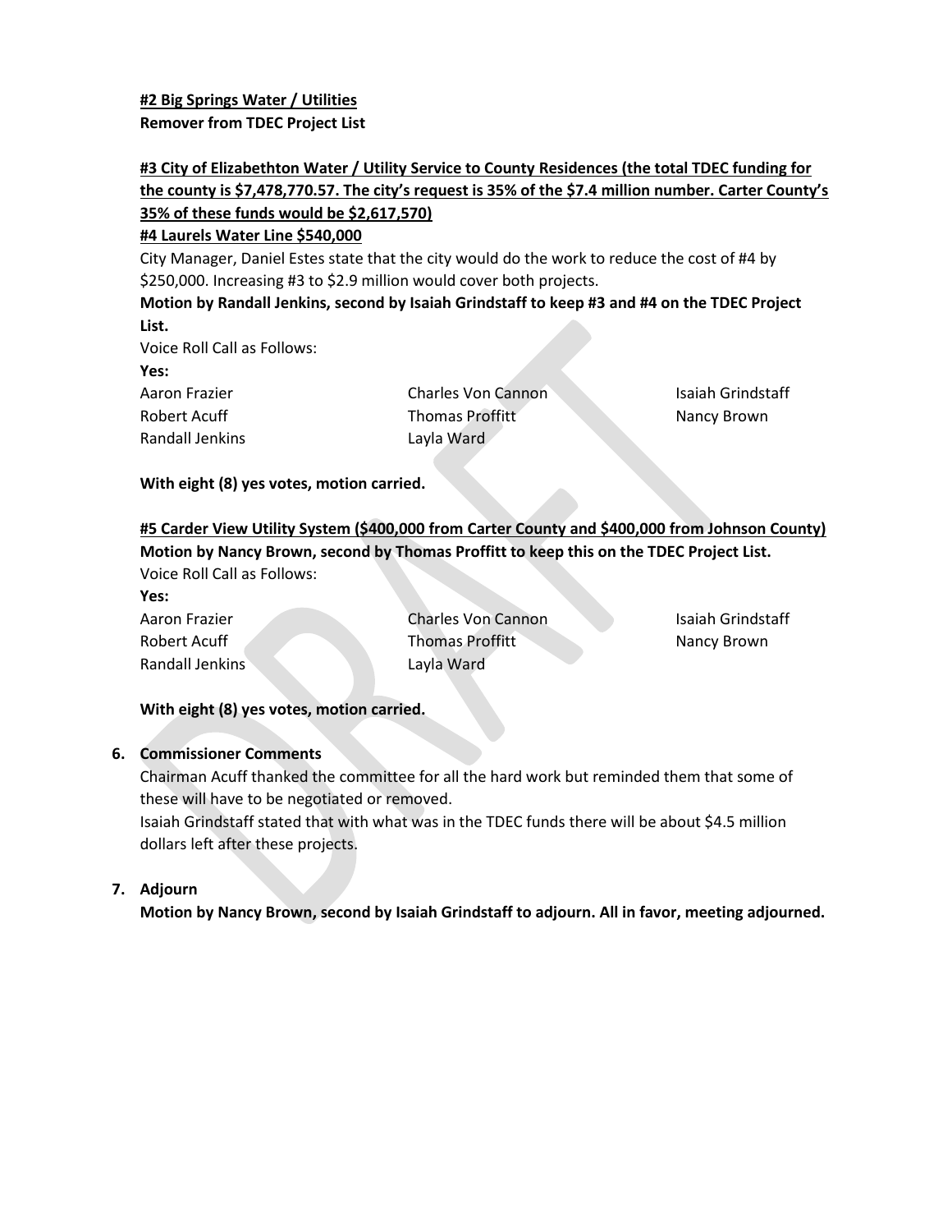**#2 Big Springs Water / Utilities**
**Remover from TDEC Project List**

**#3 City of Elizabethton Water / Utility Service to County Residences (the total TDEC funding for the county is $7,478,770.57. The city's request is 35% of the $7.4 million number. Carter County's 35% of these funds would be $2,617,570)**
**#4 Laurels Water Line $540,000**

City Manager, Daniel Estes state that the city would do the work to reduce the cost of #4 by $250,000. Increasing #3 to $2.9 million would cover both projects.

**Motion by Randall Jenkins, second by Isaiah Grindstaff to keep #3 and #4 on the TDEC Project List.**

Voice Roll Call as Follows:

**Yes:**

| | | |
|---|---|---|
| Aaron Frazier | Charles Von Cannon | Isaiah Grindstaff |
| Robert Acuff | Thomas Proffitt | Nancy Brown |
| Randall Jenkins | Layla Ward | |

**With eight (8) yes votes, motion carried.**

**#5 Carder View Utility System ($400,000 from Carter County and $400,000 from Johnson County)**
**Motion by Nancy Brown, second by Thomas Proffitt to keep this on the TDEC Project List.**

Voice Roll Call as Follows:

**Yes:**

| | | |
|---|---|---|
| Aaron Frazier | Charles Von Cannon | Isaiah Grindstaff |
| Robert Acuff | Thomas Proffitt | Nancy Brown |
| Randall Jenkins | Layla Ward | |

**With eight (8) yes votes, motion carried.**

6. **Commissioner Comments**

   Chairman Acuff thanked the committee for all the hard work but reminded them that some of these will have to be negotiated or removed.

   Isaiah Grindstaff stated that with what was in the TDEC funds there will be about $4.5 million dollars left after these projects.

7. **Adjourn**

   **Motion by Nancy Brown, second by Isaiah Grindstaff to adjourn. All in favor, meeting adjourned.**